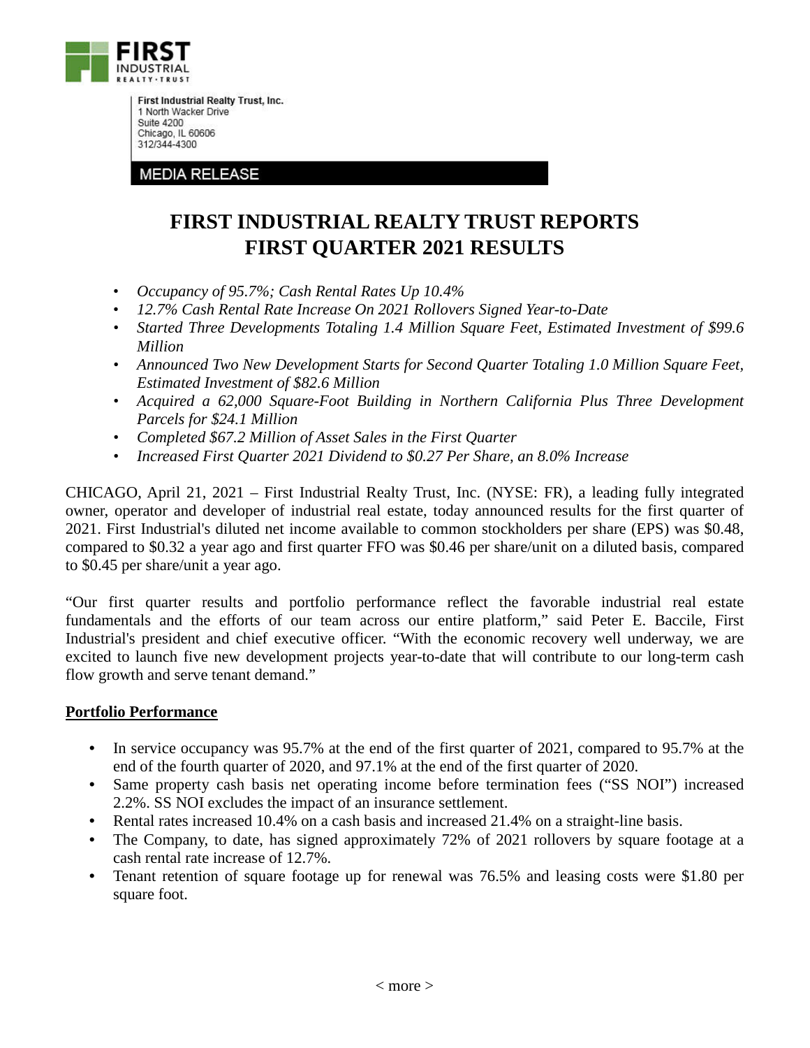First Industrial Realty Trust, Inc.
1 North Wacker Drive
Suite 4200
Chicago, IL 60606
312/344-4300

MEDIA RELEASE

# FIRST INDUSTRIAL REALTY TRUST REPORTS FIRST QUARTER 2021 RESULTS

- *Occupancy of 95.7%; Cash Rental Rates Up 10.4%*
- *12.7% Cash Rental Rate Increase On 2021 Rollovers Signed Year-to-Date*
- *Started Three Developments Totaling 1.4 Million Square Feet, Estimated Investment of $99.6 Million*
- *Announced Two New Development Starts for Second Quarter Totaling 1.0 Million Square Feet, Estimated Investment of $82.6 Million*
- *Acquired a 62,000 Square-Foot Building in Northern California Plus Three Development Parcels for $24.1 Million*
- *Completed $67.2 Million of Asset Sales in the First Quarter*
- *Increased First Quarter 2021 Dividend to $0.27 Per Share, an 8.0% Increase*

CHICAGO, April 21, 2021 – First Industrial Realty Trust, Inc. (NYSE: FR), a leading fully integrated owner, operator and developer of industrial real estate, today announced results for the first quarter of 2021. First Industrial's diluted net income available to common stockholders per share (EPS) was $0.48, compared to $0.32 a year ago and first quarter FFO was $0.46 per share/unit on a diluted basis, compared to $0.45 per share/unit a year ago.

"Our first quarter results and portfolio performance reflect the favorable industrial real estate fundamentals and the efforts of our team across our entire platform," said Peter E. Baccile, First Industrial's president and chief executive officer. "With the economic recovery well underway, we are excited to launch five new development projects year-to-date that will contribute to our long-term cash flow growth and serve tenant demand."

## Portfolio Performance

- In service occupancy was 95.7% at the end of the first quarter of 2021, compared to 95.7% at the end of the fourth quarter of 2020, and 97.1% at the end of the first quarter of 2020.
- Same property cash basis net operating income before termination fees ("SS NOI") increased 2.2%. SS NOI excludes the impact of an insurance settlement.
- Rental rates increased 10.4% on a cash basis and increased 21.4% on a straight-line basis.
- The Company, to date, has signed approximately 72% of 2021 rollovers by square footage at a cash rental rate increase of 12.7%.
- Tenant retention of square footage up for renewal was 76.5% and leasing costs were $1.80 per square foot.

< more >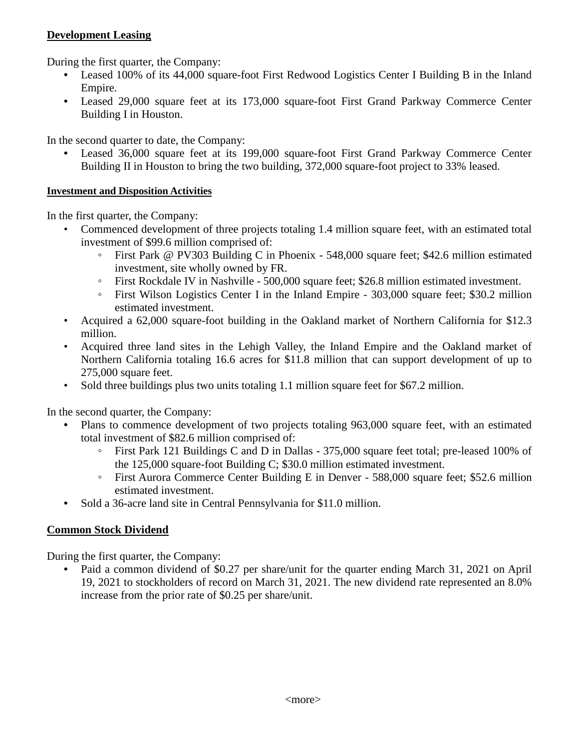## Development Leasing

During the first quarter, the Company:

- Leased 100% of its 44,000 square-foot First Redwood Logistics Center I Building B in the Inland Empire.
- Leased 29,000 square feet at its 173,000 square-foot First Grand Parkway Commerce Center Building I in Houston.

In the second quarter to date, the Company:

- Leased 36,000 square feet at its 199,000 square-foot First Grand Parkway Commerce Center Building II in Houston to bring the two building, 372,000 square-foot project to 33% leased.

### Investment and Disposition Activities

In the first quarter, the Company:

- Commenced development of three projects totaling 1.4 million square feet, with an estimated total investment of $99.6 million comprised of:
  - First Park @ PV303 Building C in Phoenix - 548,000 square feet; $42.6 million estimated investment, site wholly owned by FR.
  - First Rockdale IV in Nashville - 500,000 square feet; $26.8 million estimated investment.
  - First Wilson Logistics Center I in the Inland Empire - 303,000 square feet; $30.2 million estimated investment.
- Acquired a 62,000 square-foot building in the Oakland market of Northern California for $12.3 million.
- Acquired three land sites in the Lehigh Valley, the Inland Empire and the Oakland market of Northern California totaling 16.6 acres for $11.8 million that can support development of up to 275,000 square feet.
- Sold three buildings plus two units totaling 1.1 million square feet for $67.2 million.

In the second quarter, the Company:

- Plans to commence development of two projects totaling 963,000 square feet, with an estimated total investment of $82.6 million comprised of:
  - First Park 121 Buildings C and D in Dallas - 375,000 square feet total; pre-leased 100% of the 125,000 square-foot Building C; $30.0 million estimated investment.
  - First Aurora Commerce Center Building E in Denver - 588,000 square feet; $52.6 million estimated investment.
- Sold a 36-acre land site in Central Pennsylvania for $11.0 million.

## Common Stock Dividend

During the first quarter, the Company:

- Paid a common dividend of $0.27 per share/unit for the quarter ending March 31, 2021 on April 19, 2021 to stockholders of record on March 31, 2021. The new dividend rate represented an 8.0% increase from the prior rate of $0.25 per share/unit.

<more>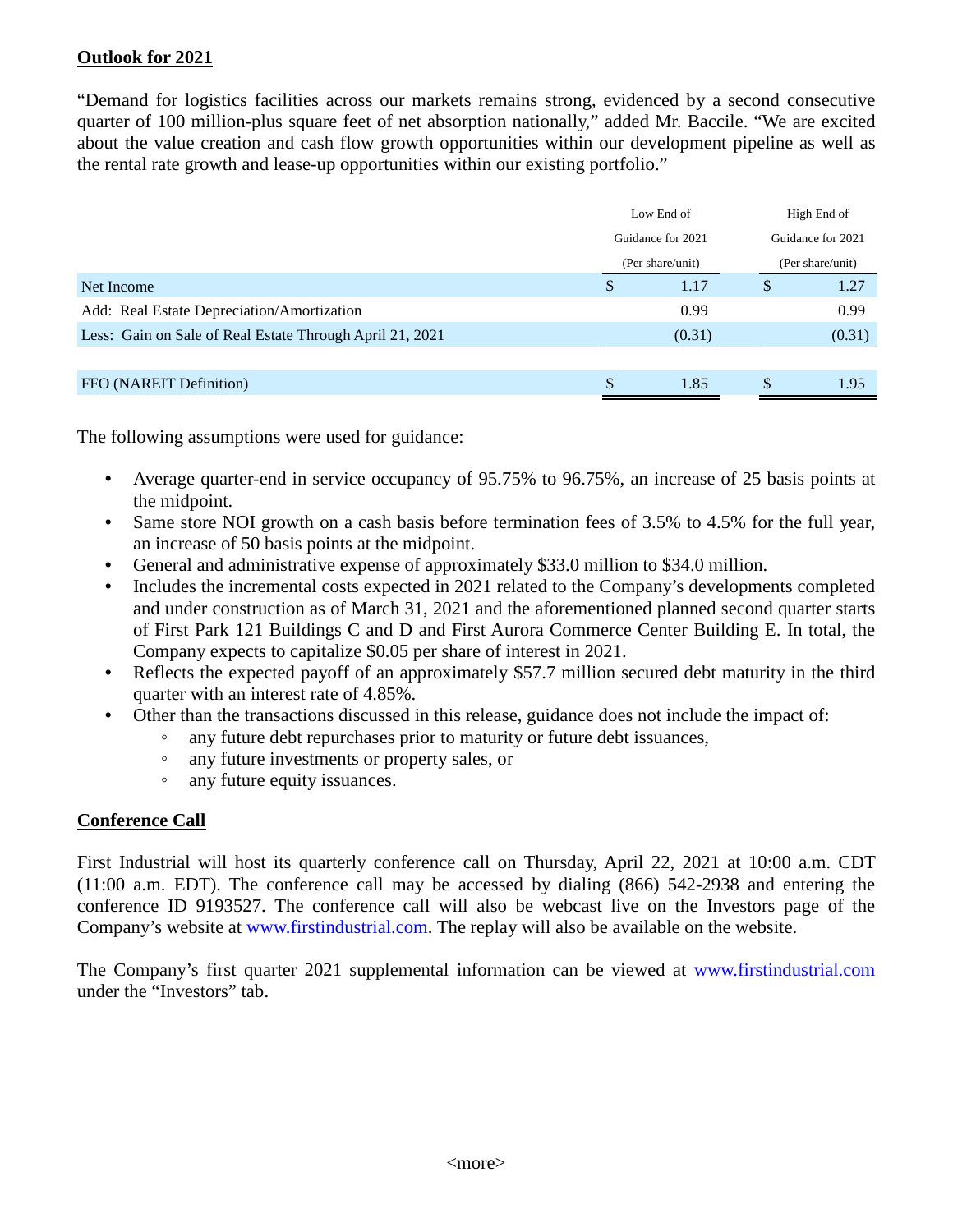**Outlook for 2021**

"Demand for logistics facilities across our markets remains strong, evidenced by a second consecutive quarter of 100 million-plus square feet of net absorption nationally," added Mr. Baccile. "We are excited about the value creation and cash flow growth opportunities within our development pipeline as well as the rental rate growth and lease-up opportunities within our existing portfolio."

| | Low End of Guidance for 2021 (Per share/unit) | High End of Guidance for 2021 (Per share/unit) |
|---|---|---|
| Net Income | $ 1.17 | $ 1.27 |
| Add: Real Estate Depreciation/Amortization | 0.99 | 0.99 |
| Less: Gain on Sale of Real Estate Through April 21, 2021 | (0.31) | (0.31) |
| FFO (NAREIT Definition) | $ 1.85 | $ 1.95 |

The following assumptions were used for guidance:

- Average quarter-end in service occupancy of 95.75% to 96.75%, an increase of 25 basis points at the midpoint.
- Same store NOI growth on a cash basis before termination fees of 3.5% to 4.5% for the full year, an increase of 50 basis points at the midpoint.
- General and administrative expense of approximately $33.0 million to $34.0 million.
- Includes the incremental costs expected in 2021 related to the Company's developments completed and under construction as of March 31, 2021 and the aforementioned planned second quarter starts of First Park 121 Buildings C and D and First Aurora Commerce Center Building E. In total, the Company expects to capitalize $0.05 per share of interest in 2021.
- Reflects the expected payoff of an approximately $57.7 million secured debt maturity in the third quarter with an interest rate of 4.85%.
- Other than the transactions discussed in this release, guidance does not include the impact of:
  - any future debt repurchases prior to maturity or future debt issuances,
  - any future investments or property sales, or
  - any future equity issuances.

**Conference Call**

First Industrial will host its quarterly conference call on Thursday, April 22, 2021 at 10:00 a.m. CDT (11:00 a.m. EDT). The conference call may be accessed by dialing (866) 542-2938 and entering the conference ID 9193527. The conference call will also be webcast live on the Investors page of the Company's website at www.firstindustrial.com. The replay will also be available on the website.

The Company's first quarter 2021 supplemental information can be viewed at www.firstindustrial.com under the "Investors" tab.

<more>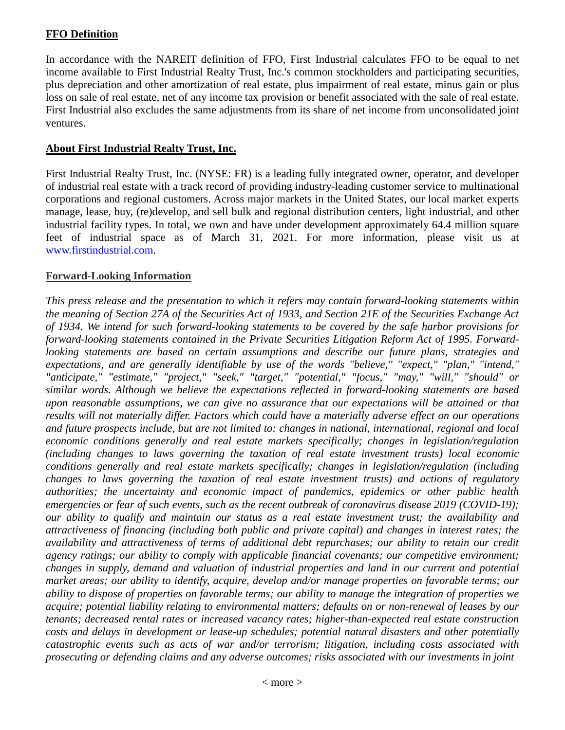**FFO Definition**

In accordance with the NAREIT definition of FFO, First Industrial calculates FFO to be equal to net income available to First Industrial Realty Trust, Inc.'s common stockholders and participating securities, plus depreciation and other amortization of real estate, plus impairment of real estate, minus gain or plus loss on sale of real estate, net of any income tax provision or benefit associated with the sale of real estate. First Industrial also excludes the same adjustments from its share of net income from unconsolidated joint ventures.

**About First Industrial Realty Trust, Inc.**

First Industrial Realty Trust, Inc. (NYSE: FR) is a leading fully integrated owner, operator, and developer of industrial real estate with a track record of providing industry-leading customer service to multinational corporations and regional customers. Across major markets in the United States, our local market experts manage, lease, buy, (re)develop, and sell bulk and regional distribution centers, light industrial, and other industrial facility types. In total, we own and have under development approximately 64.4 million square feet of industrial space as of March 31, 2021. For more information, please visit us at www.firstindustrial.com.

**Forward-Looking Information**

*This press release and the presentation to which it refers may contain forward-looking statements within the meaning of Section 27A of the Securities Act of 1933, and Section 21E of the Securities Exchange Act of 1934. We intend for such forward-looking statements to be covered by the safe harbor provisions for forward-looking statements contained in the Private Securities Litigation Reform Act of 1995. Forward-looking statements are based on certain assumptions and describe our future plans, strategies and expectations, and are generally identifiable by use of the words "believe," "expect," "plan," "intend," "anticipate," "estimate," "project," "seek," "target," "potential," "focus," "may," "will," "should" or similar words. Although we believe the expectations reflected in forward-looking statements are based upon reasonable assumptions, we can give no assurance that our expectations will be attained or that results will not materially differ. Factors which could have a materially adverse effect on our operations and future prospects include, but are not limited to: changes in national, international, regional and local economic conditions generally and real estate markets specifically; changes in legislation/regulation (including changes to laws governing the taxation of real estate investment trusts) local economic conditions generally and real estate markets specifically; changes in legislation/regulation (including changes to laws governing the taxation of real estate investment trusts) and actions of regulatory authorities; the uncertainty and economic impact of pandemics, epidemics or other public health emergencies or fear of such events, such as the recent outbreak of coronavirus disease 2019 (COVID-19); our ability to qualify and maintain our status as a real estate investment trust; the availability and attractiveness of financing (including both public and private capital) and changes in interest rates; the availability and attractiveness of terms of additional debt repurchases; our ability to retain our credit agency ratings; our ability to comply with applicable financial covenants; our competitive environment; changes in supply, demand and valuation of industrial properties and land in our current and potential market areas; our ability to identify, acquire, develop and/or manage properties on favorable terms; our ability to dispose of properties on favorable terms; our ability to manage the integration of properties we acquire; potential liability relating to environmental matters; defaults on or non-renewal of leases by our tenants; decreased rental rates or increased vacancy rates; higher-than-expected real estate construction costs and delays in development or lease-up schedules; potential natural disasters and other potentially catastrophic events such as acts of war and/or terrorism; litigation, including costs associated with prosecuting or defending claims and any adverse outcomes; risks associated with our investments in joint*

< more >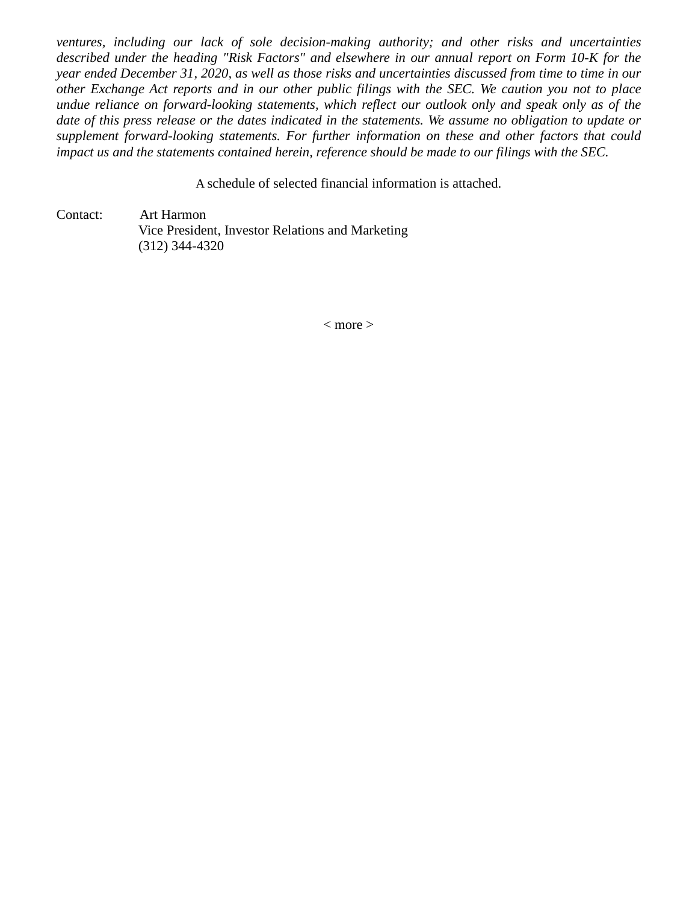*ventures, including our lack of sole decision-making authority; and other risks and uncertainties described under the heading "Risk Factors" and elsewhere in our annual report on Form 10-K for the year ended December 31, 2020, as well as those risks and uncertainties discussed from time to time in our other Exchange Act reports and in our other public filings with the SEC. We caution you not to place undue reliance on forward-looking statements, which reflect our outlook only and speak only as of the date of this press release or the dates indicated in the statements. We assume no obligation to update or supplement forward-looking statements. For further information on these and other factors that could impact us and the statements contained herein, reference should be made to our filings with the SEC.*

A schedule of selected financial information is attached.

Contact: Art Harmon
Vice President, Investor Relations and Marketing
(312) 344-4320

< more >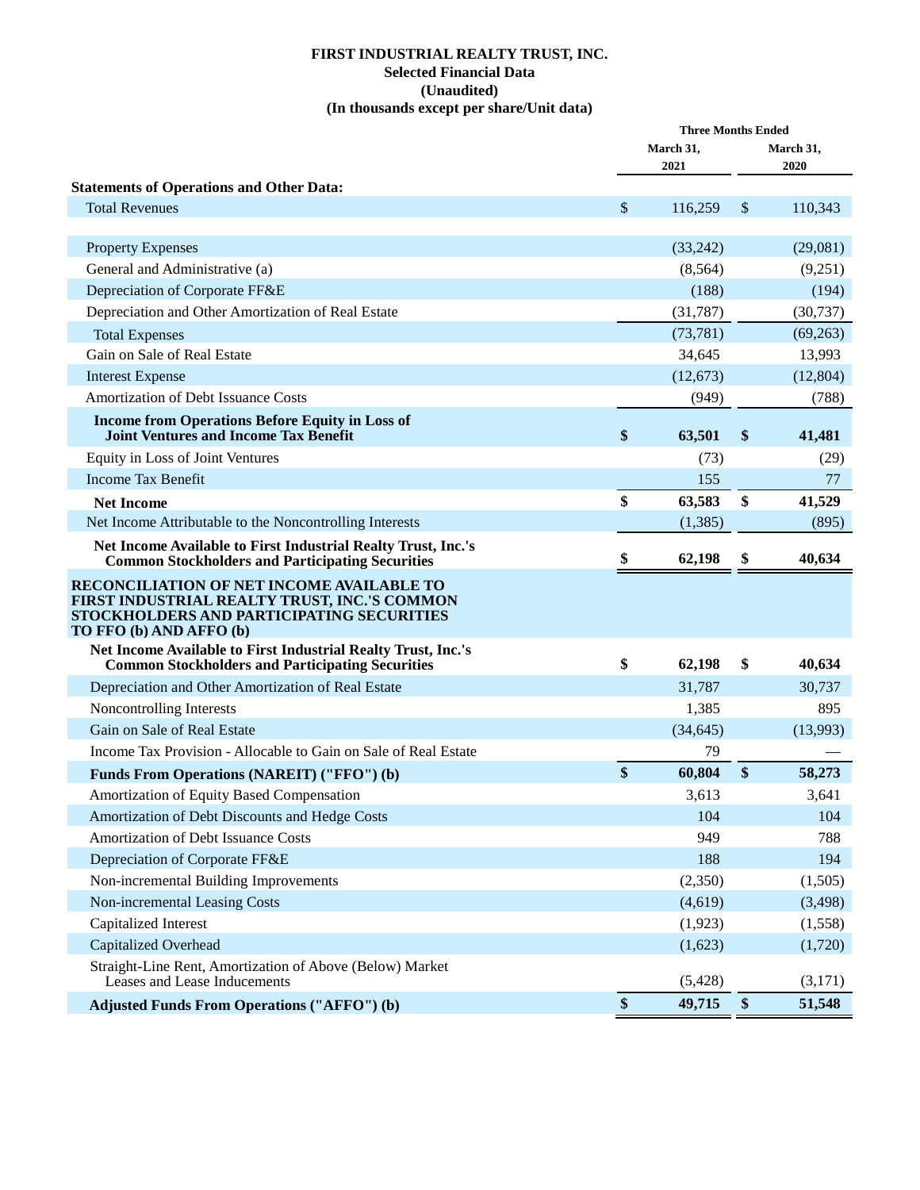**FIRST INDUSTRIAL REALTY TRUST, INC.**
**Selected Financial Data**
**(Unaudited)**
**(In thousands except per share/Unit data)**

| | Three Months Ended | |
|---|---|---|
| | March 31, 2021 | March 31, 2020 |
| **Statements of Operations and Other Data:** | | |
| Total Revenues | $ 116,259 | $ 110,343 |
| | | |
| Property Expenses | (33,242) | (29,081) |
| General and Administrative (a) | (8,564) | (9,251) |
| Depreciation of Corporate FF&E | (188) | (194) |
| Depreciation and Other Amortization of Real Estate | (31,787) | (30,737) |
| Total Expenses | (73,781) | (69,263) |
| Gain on Sale of Real Estate | 34,645 | 13,993 |
| Interest Expense | (12,673) | (12,804) |
| Amortization of Debt Issuance Costs | (949) | (788) |
| **Income from Operations Before Equity in Loss of Joint Ventures and Income Tax Benefit** | **$ 63,501** | **$ 41,481** |
| Equity in Loss of Joint Ventures | (73) | (29) |
| Income Tax Benefit | 155 | 77 |
| **Net Income** | **$ 63,583** | **$ 41,529** |
| Net Income Attributable to the Noncontrolling Interests | (1,385) | (895) |
| **Net Income Available to First Industrial Realty Trust, Inc.'s Common Stockholders and Participating Securities** | **$ 62,198** | **$ 40,634** |
| **RECONCILIATION OF NET INCOME AVAILABLE TO FIRST INDUSTRIAL REALTY TRUST, INC.'S COMMON STOCKHOLDERS AND PARTICIPATING SECURITIES TO FFO (b) AND AFFO (b)** | | |
| **Net Income Available to First Industrial Realty Trust, Inc.'s Common Stockholders and Participating Securities** | **$ 62,198** | **$ 40,634** |
| Depreciation and Other Amortization of Real Estate | 31,787 | 30,737 |
| Noncontrolling Interests | 1,385 | 895 |
| Gain on Sale of Real Estate | (34,645) | (13,993) |
| Income Tax Provision - Allocable to Gain on Sale of Real Estate | 79 | — |
| **Funds From Operations (NAREIT) ("FFO") (b)** | **$ 60,804** | **$ 58,273** |
| Amortization of Equity Based Compensation | 3,613 | 3,641 |
| Amortization of Debt Discounts and Hedge Costs | 104 | 104 |
| Amortization of Debt Issuance Costs | 949 | 788 |
| Depreciation of Corporate FF&E | 188 | 194 |
| Non-incremental Building Improvements | (2,350) | (1,505) |
| Non-incremental Leasing Costs | (4,619) | (3,498) |
| Capitalized Interest | (1,923) | (1,558) |
| Capitalized Overhead | (1,623) | (1,720) |
| Straight-Line Rent, Amortization of Above (Below) Market Leases and Lease Inducements | (5,428) | (3,171) |
| **Adjusted Funds From Operations ("AFFO") (b)** | **$ 49,715** | **$ 51,548** |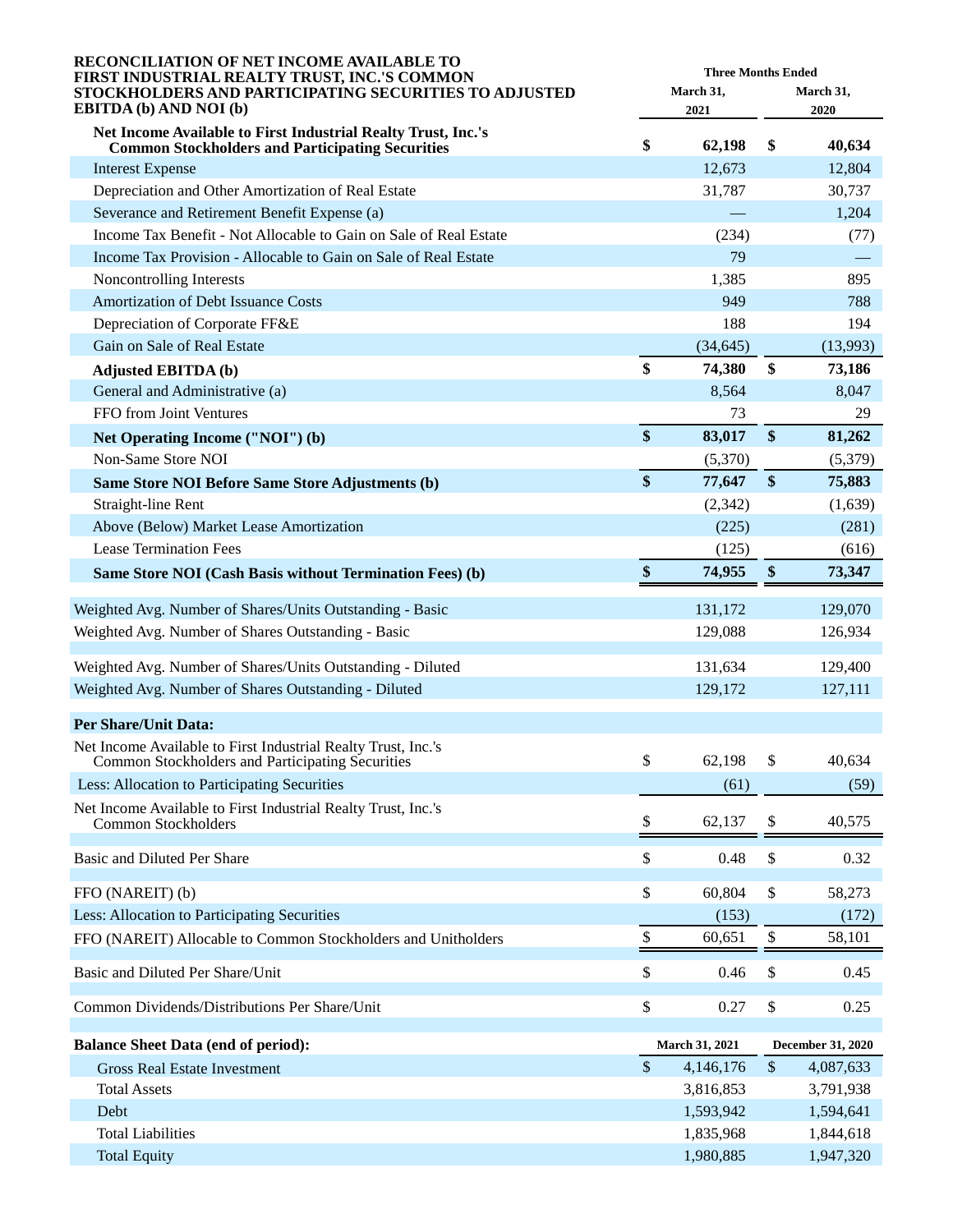| RECONCILIATION OF NET INCOME AVAILABLE TO FIRST INDUSTRIAL REALTY TRUST, INC.'S COMMON STOCKHOLDERS AND PARTICIPATING SECURITIES TO ADJUSTED EBITDA (b) AND NOI (b) | Three Months Ended March 31, 2021 | Three Months Ended March 31, 2020 |
|---|---|---|
| **Net Income Available to First Industrial Realty Trust, Inc.'s Common Stockholders and Participating Securities** | **$ 62,198** | **$ 40,634** |
| Interest Expense | 12,673 | 12,804 |
| Depreciation and Other Amortization of Real Estate | 31,787 | 30,737 |
| Severance and Retirement Benefit Expense (a) | — | 1,204 |
| Income Tax Benefit - Not Allocable to Gain on Sale of Real Estate | (234) | (77) |
| Income Tax Provision - Allocable to Gain on Sale of Real Estate | 79 | — |
| Noncontrolling Interests | 1,385 | 895 |
| Amortization of Debt Issuance Costs | 949 | 788 |
| Depreciation of Corporate FF&E | 188 | 194 |
| Gain on Sale of Real Estate | (34,645) | (13,993) |
| **Adjusted EBITDA (b)** | **$ 74,380** | **$ 73,186** |
| General and Administrative (a) | 8,564 | 8,047 |
| FFO from Joint Ventures | 73 | 29 |
| **Net Operating Income ("NOI") (b)** | **$ 83,017** | **$ 81,262** |
| Non-Same Store NOI | (5,370) | (5,379) |
| **Same Store NOI Before Same Store Adjustments (b)** | **$ 77,647** | **$ 75,883** |
| Straight-line Rent | (2,342) | (1,639) |
| Above (Below) Market Lease Amortization | (225) | (281) |
| Lease Termination Fees | (125) | (616) |
| **Same Store NOI (Cash Basis without Termination Fees) (b)** | **$ 74,955** | **$ 73,347** |
| | | |
| Weighted Avg. Number of Shares/Units Outstanding - Basic | 131,172 | 129,070 |
| Weighted Avg. Number of Shares Outstanding - Basic | 129,088 | 126,934 |
| | | |
| Weighted Avg. Number of Shares/Units Outstanding - Diluted | 131,634 | 129,400 |
| Weighted Avg. Number of Shares Outstanding - Diluted | 129,172 | 127,111 |
| | | |
| **Per Share/Unit Data:** | | |
| Net Income Available to First Industrial Realty Trust, Inc.'s Common Stockholders and Participating Securities | $ 62,198 | $ 40,634 |
| Less: Allocation to Participating Securities | (61) | (59) |
| Net Income Available to First Industrial Realty Trust, Inc.'s Common Stockholders | $ 62,137 | $ 40,575 |
| | | |
| Basic and Diluted Per Share | $ 0.48 | $ 0.32 |
| | | |
| FFO (NAREIT) (b) | $ 60,804 | $ 58,273 |
| Less: Allocation to Participating Securities | (153) | (172) |
| FFO (NAREIT) Allocable to Common Stockholders and Unitholders | $ 60,651 | $ 58,101 |
| | | |
| Basic and Diluted Per Share/Unit | $ 0.46 | $ 0.45 |
| | | |
| Common Dividends/Distributions Per Share/Unit | $ 0.27 | $ 0.25 |
| | | |
| **Balance Sheet Data (end of period):** | **March 31, 2021** | **December 31, 2020** |
| Gross Real Estate Investment | $ 4,146,176 | $ 4,087,633 |
| Total Assets | 3,816,853 | 3,791,938 |
| Debt | 1,593,942 | 1,594,641 |
| Total Liabilities | 1,835,968 | 1,844,618 |
| Total Equity | 1,980,885 | 1,947,320 |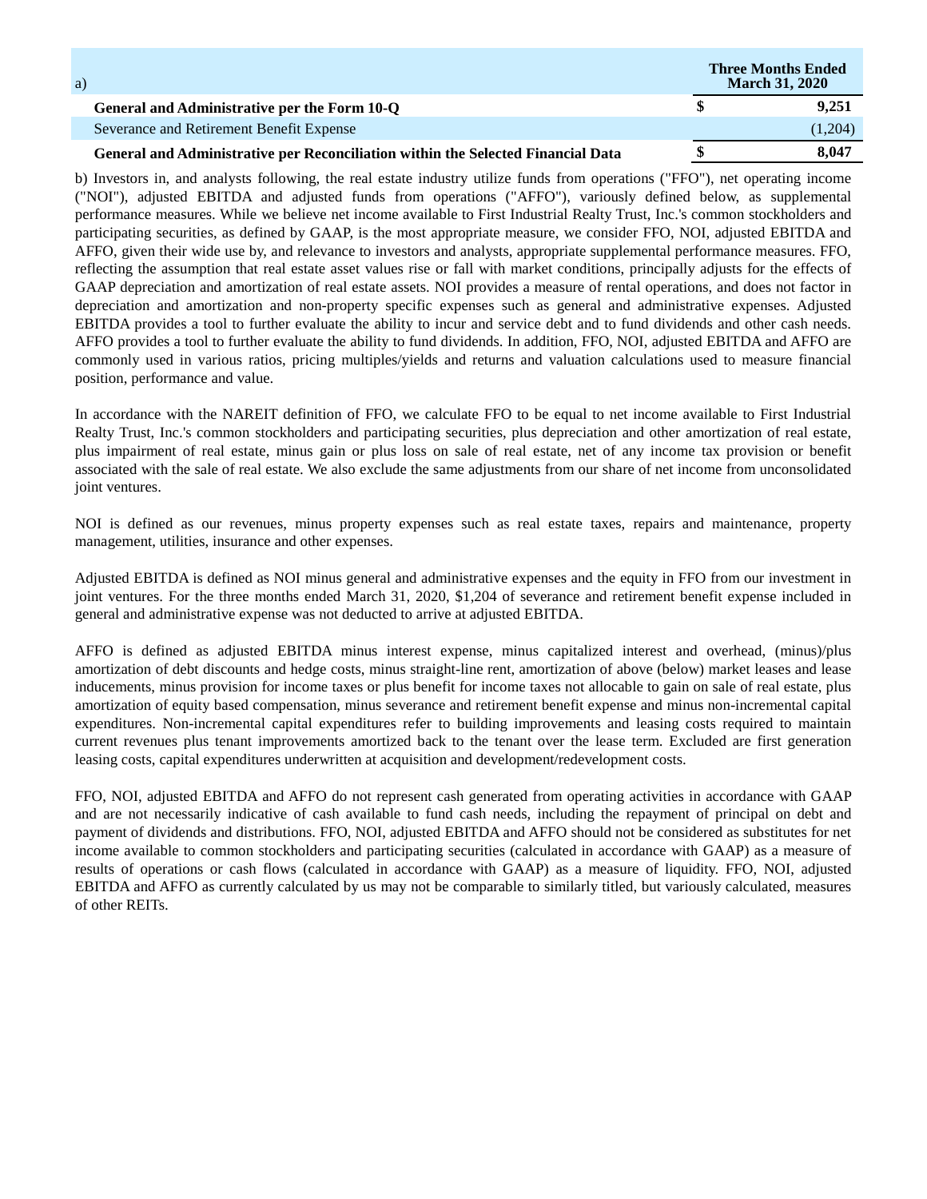| a) | | Three Months Ended March 31, 2020 |
|---|---|---|
| **General and Administrative per the Form 10-Q** | **$** | **9,251** |
| Severance and Retirement Benefit Expense | | (1,204) |
| **General and Administrative per Reconciliation within the Selected Financial Data** | **$** | **8,047** |

b) Investors in, and analysts following, the real estate industry utilize funds from operations ("FFO"), net operating income ("NOI"), adjusted EBITDA and adjusted funds from operations ("AFFO"), variously defined below, as supplemental performance measures. While we believe net income available to First Industrial Realty Trust, Inc.'s common stockholders and participating securities, as defined by GAAP, is the most appropriate measure, we consider FFO, NOI, adjusted EBITDA and AFFO, given their wide use by, and relevance to investors and analysts, appropriate supplemental performance measures. FFO, reflecting the assumption that real estate asset values rise or fall with market conditions, principally adjusts for the effects of GAAP depreciation and amortization of real estate assets. NOI provides a measure of rental operations, and does not factor in depreciation and amortization and non-property specific expenses such as general and administrative expenses. Adjusted EBITDA provides a tool to further evaluate the ability to incur and service debt and to fund dividends and other cash needs. AFFO provides a tool to further evaluate the ability to fund dividends. In addition, FFO, NOI, adjusted EBITDA and AFFO are commonly used in various ratios, pricing multiples/yields and returns and valuation calculations used to measure financial position, performance and value.

In accordance with the NAREIT definition of FFO, we calculate FFO to be equal to net income available to First Industrial Realty Trust, Inc.'s common stockholders and participating securities, plus depreciation and other amortization of real estate, plus impairment of real estate, minus gain or plus loss on sale of real estate, net of any income tax provision or benefit associated with the sale of real estate. We also exclude the same adjustments from our share of net income from unconsolidated joint ventures.

NOI is defined as our revenues, minus property expenses such as real estate taxes, repairs and maintenance, property management, utilities, insurance and other expenses.

Adjusted EBITDA is defined as NOI minus general and administrative expenses and the equity in FFO from our investment in joint ventures. For the three months ended March 31, 2020, $1,204 of severance and retirement benefit expense included in general and administrative expense was not deducted to arrive at adjusted EBITDA.

AFFO is defined as adjusted EBITDA minus interest expense, minus capitalized interest and overhead, (minus)/plus amortization of debt discounts and hedge costs, minus straight-line rent, amortization of above (below) market leases and lease inducements, minus provision for income taxes or plus benefit for income taxes not allocable to gain on sale of real estate, plus amortization of equity based compensation, minus severance and retirement benefit expense and minus non-incremental capital expenditures. Non-incremental capital expenditures refer to building improvements and leasing costs required to maintain current revenues plus tenant improvements amortized back to the tenant over the lease term. Excluded are first generation leasing costs, capital expenditures underwritten at acquisition and development/redevelopment costs.

FFO, NOI, adjusted EBITDA and AFFO do not represent cash generated from operating activities in accordance with GAAP and are not necessarily indicative of cash available to fund cash needs, including the repayment of principal on debt and payment of dividends and distributions. FFO, NOI, adjusted EBITDA and AFFO should not be considered as substitutes for net income available to common stockholders and participating securities (calculated in accordance with GAAP) as a measure of results of operations or cash flows (calculated in accordance with GAAP) as a measure of liquidity. FFO, NOI, adjusted EBITDA and AFFO as currently calculated by us may not be comparable to similarly titled, but variously calculated, measures of other REITs.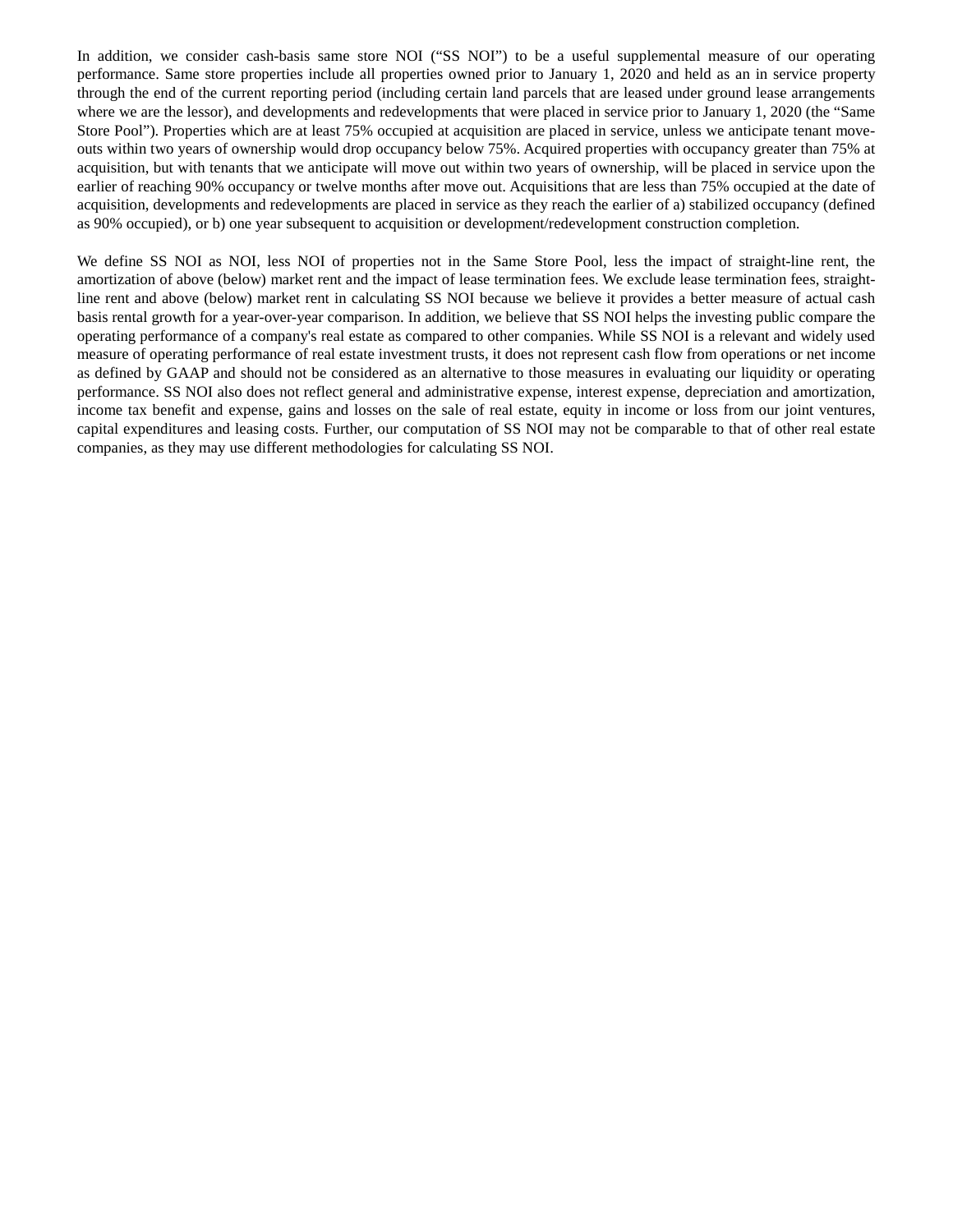In addition, we consider cash-basis same store NOI ("SS NOI") to be a useful supplemental measure of our operating performance. Same store properties include all properties owned prior to January 1, 2020 and held as an in service property through the end of the current reporting period (including certain land parcels that are leased under ground lease arrangements where we are the lessor), and developments and redevelopments that were placed in service prior to January 1, 2020 (the "Same Store Pool"). Properties which are at least 75% occupied at acquisition are placed in service, unless we anticipate tenant move-outs within two years of ownership would drop occupancy below 75%. Acquired properties with occupancy greater than 75% at acquisition, but with tenants that we anticipate will move out within two years of ownership, will be placed in service upon the earlier of reaching 90% occupancy or twelve months after move out. Acquisitions that are less than 75% occupied at the date of acquisition, developments and redevelopments are placed in service as they reach the earlier of a) stabilized occupancy (defined as 90% occupied), or b) one year subsequent to acquisition or development/redevelopment construction completion.

We define SS NOI as NOI, less NOI of properties not in the Same Store Pool, less the impact of straight-line rent, the amortization of above (below) market rent and the impact of lease termination fees. We exclude lease termination fees, straight-line rent and above (below) market rent in calculating SS NOI because we believe it provides a better measure of actual cash basis rental growth for a year-over-year comparison. In addition, we believe that SS NOI helps the investing public compare the operating performance of a company's real estate as compared to other companies. While SS NOI is a relevant and widely used measure of operating performance of real estate investment trusts, it does not represent cash flow from operations or net income as defined by GAAP and should not be considered as an alternative to those measures in evaluating our liquidity or operating performance. SS NOI also does not reflect general and administrative expense, interest expense, depreciation and amortization, income tax benefit and expense, gains and losses on the sale of real estate, equity in income or loss from our joint ventures, capital expenditures and leasing costs. Further, our computation of SS NOI may not be comparable to that of other real estate companies, as they may use different methodologies for calculating SS NOI.